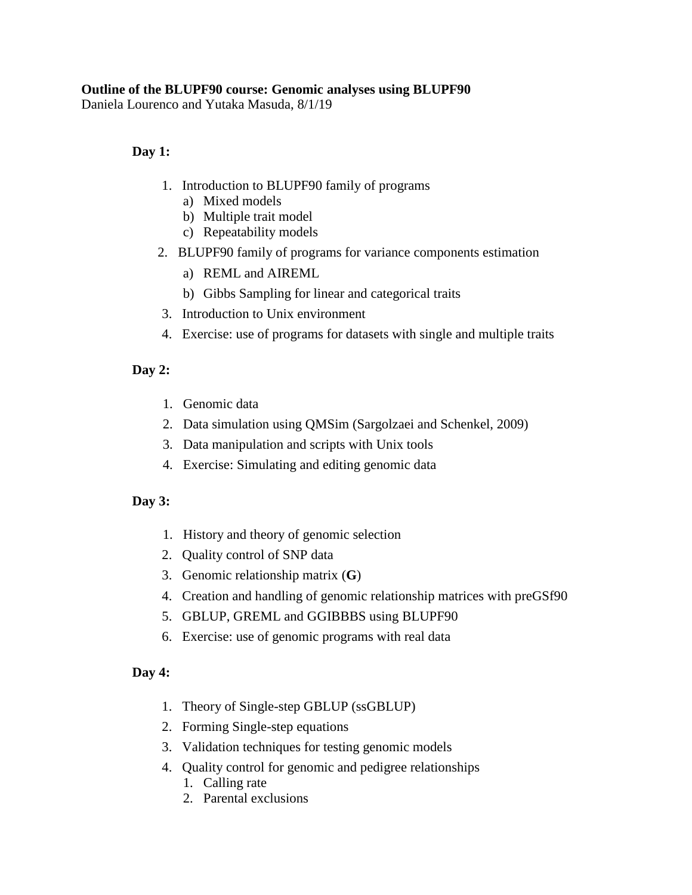**Outline of the BLUPF90 course: Genomic analyses using BLUPF90**
Daniela Lourenco and Yutaka Masuda, 8/1/19

**Day 1:**

1. Introduction to BLUPF90 family of programs
   a) Mixed models
   b) Multiple trait model
   c) Repeatability models
2. BLUPF90 family of programs for variance components estimation
   a) REML and AIREML
   b) Gibbs Sampling for linear and categorical traits
3. Introduction to Unix environment
4. Exercise: use of programs for datasets with single and multiple traits

**Day 2:**

1. Genomic data
2. Data simulation using QMSim (Sargolzaei and Schenkel, 2009)
3. Data manipulation and scripts with Unix tools
4. Exercise: Simulating and editing genomic data

**Day 3:**

1. History and theory of genomic selection
2. Quality control of SNP data
3. Genomic relationship matrix (**G**)
4. Creation and handling of genomic relationship matrices with preGSf90
5. GBLUP, GREML and GGIBBBS using BLUPF90
6. Exercise: use of genomic programs with real data

**Day 4:**

1. Theory of Single-step GBLUP (ssGBLUP)
2. Forming Single-step equations
3. Validation techniques for testing genomic models
4. Quality control for genomic and pedigree relationships
   1. Calling rate
   2. Parental exclusions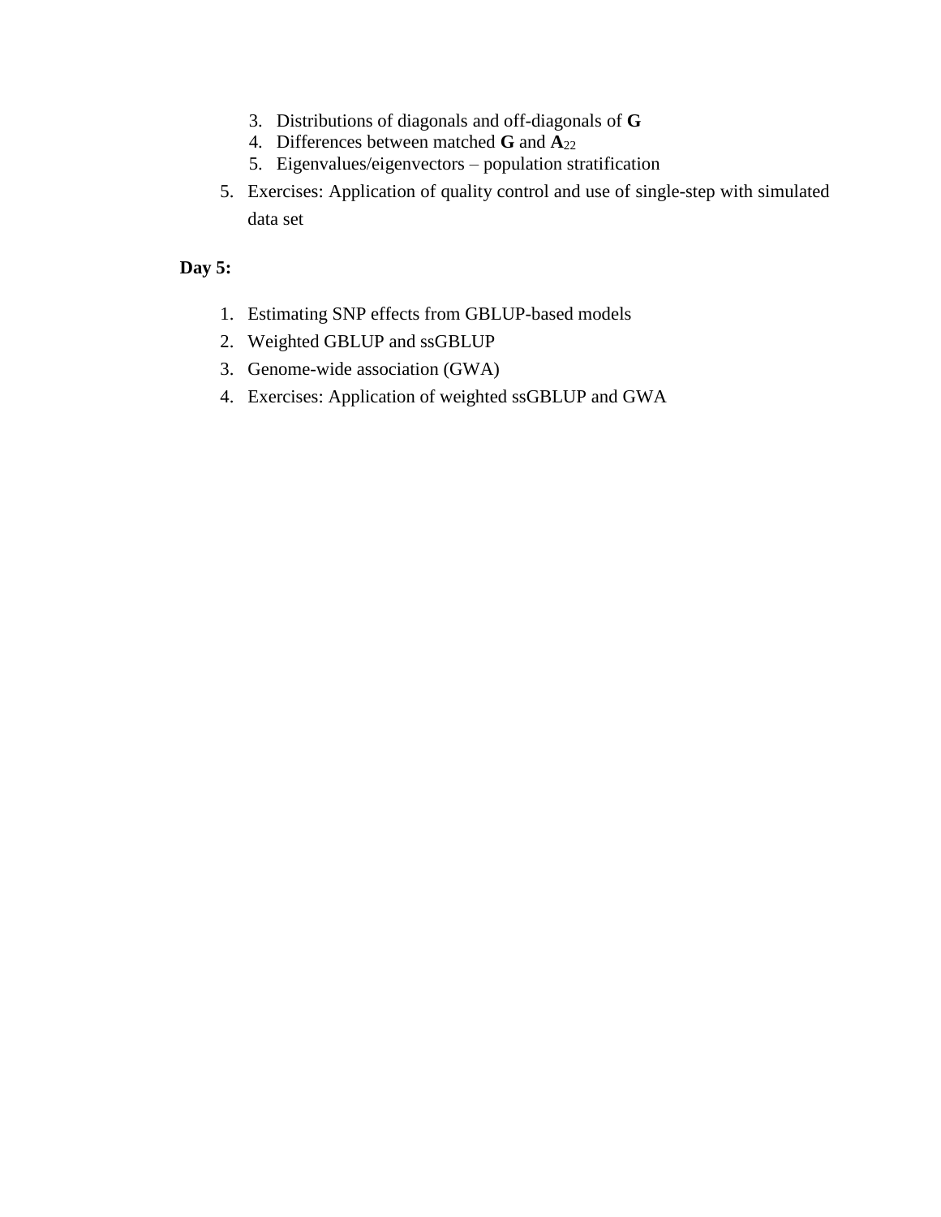3. Distributions of diagonals and off-diagonals of **G**
4. Differences between matched **G** and $\mathbf{A}_{22}$
5. Eigenvalues/eigenvectors – population stratification

5. Exercises: Application of quality control and use of single-step with simulated data set

**Day 5:**

1. Estimating SNP effects from GBLUP-based models
2. Weighted GBLUP and ssGBLUP
3. Genome-wide association (GWA)
4. Exercises: Application of weighted ssGBLUP and GWA